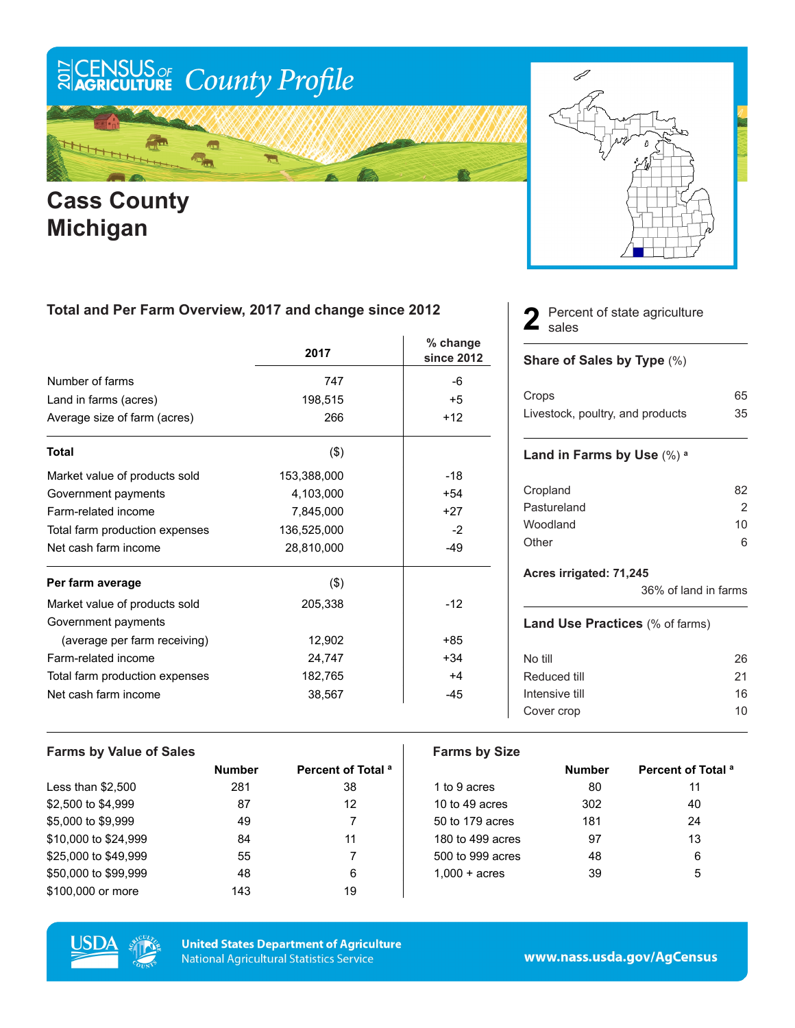2017 CENSUS OF AGRICULTURE *County Profile*

# Cass County Michigan

## Total and Per Farm Overview, 2017 and change since 2012

| | 2017 | % change since 2012 |
|---|---|---|
| Number of farms | 747 | -6 |
| Land in farms (acres) | 198,515 | +5 |
| Average size of farm (acres) | 266 | +12 |
| **Total** | ($) | |
| Market value of products sold | 153,388,000 | -18 |
| Government payments | 4,103,000 | +54 |
| Farm-related income | 7,845,000 | +27 |
| Total farm production expenses | 136,525,000 | -2 |
| Net cash farm income | 28,810,000 | -49 |
| **Per farm average** | ($) | |
| Market value of products sold | 205,338 | -12 |
| Government payments (average per farm receiving) | 12,902 | +85 |
| Farm-related income | 24,747 | +34 |
| Total farm production expenses | 182,765 | +4 |
| Net cash farm income | 38,567 | -45 |

**2** Percent of state agriculture sales

### Share of Sales by Type (%)

| | |
|---|---|
| Crops | 65 |
| Livestock, poultry, and products | 35 |

### Land in Farms by Use (%) [a]

| | |
|---|---|
| Cropland | 82 |
| Pastureland | 2 |
| Woodland | 10 |
| Other | 6 |

**Acres irrigated: 71,245**
36% of land in farms

### Land Use Practices (% of farms)

| | |
|---|---|
| No till | 26 |
| Reduced till | 21 |
| Intensive till | 16 |
| Cover crop | 10 |

### Farms by Value of Sales

| | Number | Percent of Total [a] |
|---|---|---|
| Less than $2,500 | 281 | 38 |
| $2,500 to $4,999 | 87 | 12 |
| $5,000 to $9,999 | 49 | 7 |
| $10,000 to $24,999 | 84 | 11 |
| $25,000 to $49,999 | 55 | 7 |
| $50,000 to $99,999 | 48 | 6 |
| $100,000 or more | 143 | 19 |

### Farms by Size

| | Number | Percent of Total [a] |
|---|---|---|
| 1 to 9 acres | 80 | 11 |
| 10 to 49 acres | 302 | 40 |
| 50 to 179 acres | 181 | 24 |
| 180 to 499 acres | 97 | 13 |
| 500 to 999 acres | 48 | 6 |
| 1,000 + acres | 39 | 5 |

United States Department of Agriculture
National Agricultural Statistics Service

www.nass.usda.gov/AgCensus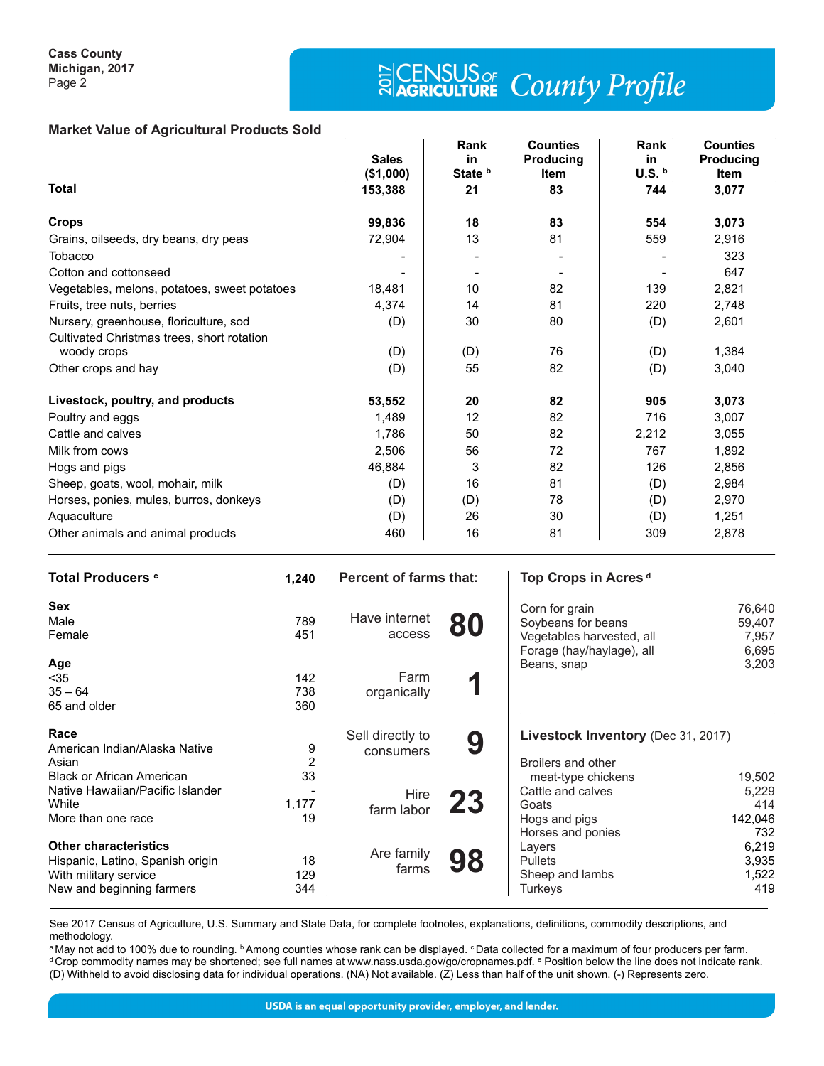Cass County
Michigan, 2017

2017 CENSUS OF AGRICULTURE *County Profile*

## Market Value of Agricultural Products Sold

| | Sales ($1,000) | Rank in State [b] | Counties Producing Item | Rank in U.S. [b] | Counties Producing Item |
|---|---|---|---|---|---|
| **Total** | **153,388** | **21** | **83** | **744** | **3,077** |
| **Crops** | **99,836** | **18** | **83** | **554** | **3,073** |
| Grains, oilseeds, dry beans, dry peas | 72,904 | 13 | 81 | 559 | 2,916 |
| Tobacco | - | - | - | - | 323 |
| Cotton and cottonseed | - | - | - | - | 647 |
| Vegetables, melons, potatoes, sweet potatoes | 18,481 | 10 | 82 | 139 | 2,821 |
| Fruits, tree nuts, berries | 4,374 | 14 | 81 | 220 | 2,748 |
| Nursery, greenhouse, floriculture, sod | (D) | 30 | 80 | (D) | 2,601 |
| Cultivated Christmas trees, short rotation woody crops | (D) | (D) | 76 | (D) | 1,384 |
| Other crops and hay | (D) | 55 | 82 | (D) | 3,040 |
| **Livestock, poultry, and products** | **53,552** | **20** | **82** | **905** | **3,073** |
| Poultry and eggs | 1,489 | 12 | 82 | 716 | 3,007 |
| Cattle and calves | 1,786 | 50 | 82 | 2,212 | 3,055 |
| Milk from cows | 2,506 | 56 | 72 | 767 | 1,892 |
| Hogs and pigs | 46,884 | 3 | 82 | 126 | 2,856 |
| Sheep, goats, wool, mohair, milk | (D) | 16 | 81 | (D) | 2,984 |
| Horses, ponies, mules, burros, donkeys | (D) | (D) | 78 | (D) | 2,970 |
| Aquaculture | (D) | 26 | 30 | (D) | 1,251 |
| Other animals and animal products | 460 | 16 | 81 | 309 | 2,878 |

## Total Producers [c] 1,240

| | |
|---|---|
| **Sex** | |
| Male | 789 |
| Female | 451 |
| **Age** | |
| <35 | 142 |
| 35 – 64 | 738 |
| 65 and older | 360 |
| **Race** | |
| American Indian/Alaska Native | 9 |
| Asian | 2 |
| Black or African American | 33 |
| Native Hawaiian/Pacific Islander | - |
| White | 1,177 |
| More than one race | 19 |
| **Other characteristics** | |
| Hispanic, Latino, Spanish origin | 18 |
| With military service | 129 |
| New and beginning farmers | 344 |

## Percent of farms that:

| | |
|---|---|
| Have internet access | 80 |
| Farm organically | 1 |
| Sell directly to consumers | 9 |
| Hire farm labor | 23 |
| Are family farms | 98 |

## Top Crops in Acres [d]

| | |
|---|---|
| Corn for grain | 76,640 |
| Soybeans for beans | 59,407 |
| Vegetables harvested, all | 7,957 |
| Forage (hay/haylage), all | 6,695 |
| Beans, snap | 3,203 |

## Livestock Inventory (Dec 31, 2017)

| | |
|---|---|
| Broilers and other meat-type chickens | 19,502 |
| Cattle and calves | 5,229 |
| Goats | 414 |
| Hogs and pigs | 142,046 |
| Horses and ponies | 732 |
| Layers | 6,219 |
| Pullets | 3,935 |
| Sheep and lambs | 1,522 |
| Turkeys | 419 |

See 2017 Census of Agriculture, U.S. Summary and State Data, for complete footnotes, explanations, definitions, commodity descriptions, and methodology.

[a] May not add to 100% due to rounding. [b] Among counties whose rank can be displayed. [c] Data collected for a maximum of four producers per farm. [d] Crop commodity names may be shortened; see full names at www.nass.usda.gov/go/cropnames.pdf. [e] Position below the line does not indicate rank. (D) Withheld to avoid disclosing data for individual operations. (NA) Not available. (Z) Less than half of the unit shown. (-) Represents zero.

USDA is an equal opportunity provider, employer, and lender.